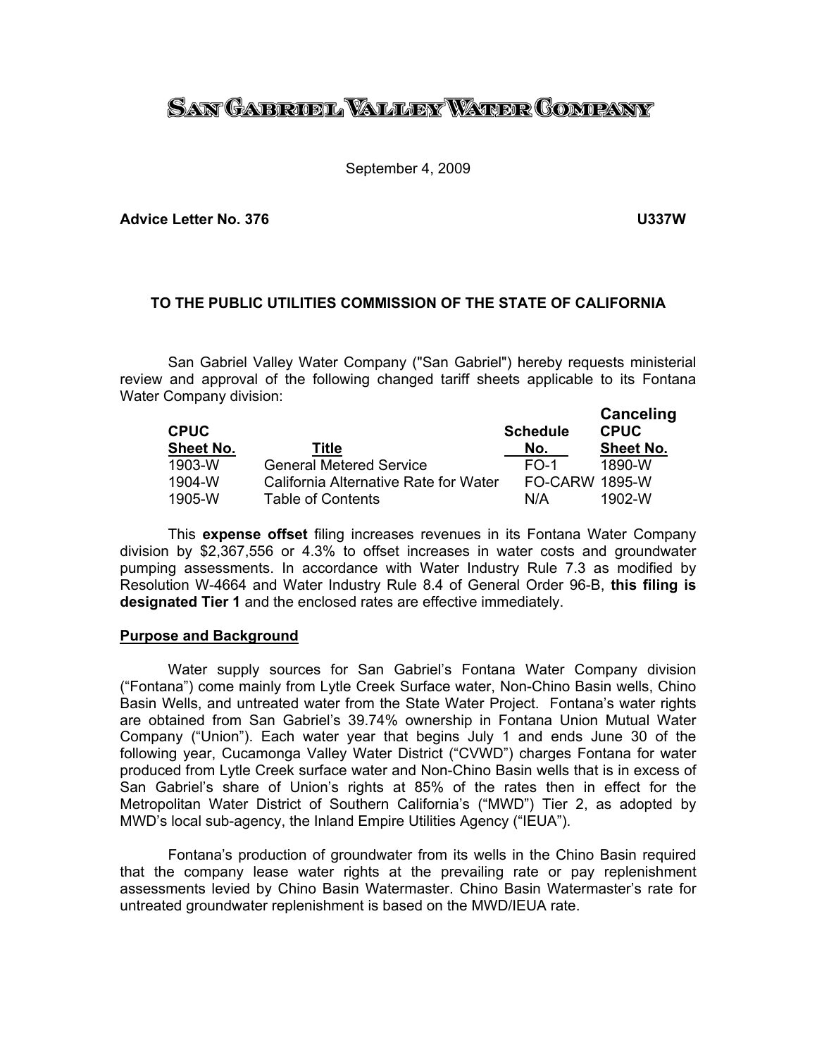# SAN GABRIEL VALLEY WATER COMPANY

September 4, 2009

**Advice Letter No. 376** **U337W**

**TO THE PUBLIC UTILITIES COMMISSION OF THE STATE OF CALIFORNIA**

San Gabriel Valley Water Company ("San Gabriel") hereby requests ministerial review and approval of the following changed tariff sheets applicable to its Fontana Water Company division:

| CPUC Sheet No. | Title | Schedule No. | Canceling CPUC Sheet No. |
|---|---|---|---|
| 1903-W | General Metered Service | FO-1 | 1890-W |
| 1904-W | California Alternative Rate for Water | FO-CARW | 1895-W |
| 1905-W | Table of Contents | N/A | 1902-W |

This **expense offset** filing increases revenues in its Fontana Water Company division by $2,367,556 or 4.3% to offset increases in water costs and groundwater pumping assessments. In accordance with Water Industry Rule 7.3 as modified by Resolution W-4664 and Water Industry Rule 8.4 of General Order 96-B, **this filing is designated Tier 1** and the enclosed rates are effective immediately.

**Purpose and Background**

Water supply sources for San Gabriel's Fontana Water Company division ("Fontana") come mainly from Lytle Creek Surface water, Non-Chino Basin wells, Chino Basin Wells, and untreated water from the State Water Project. Fontana's water rights are obtained from San Gabriel's 39.74% ownership in Fontana Union Mutual Water Company ("Union"). Each water year that begins July 1 and ends June 30 of the following year, Cucamonga Valley Water District ("CVWD") charges Fontana for water produced from Lytle Creek surface water and Non-Chino Basin wells that is in excess of San Gabriel's share of Union's rights at 85% of the rates then in effect for the Metropolitan Water District of Southern California's ("MWD") Tier 2, as adopted by MWD's local sub-agency, the Inland Empire Utilities Agency ("IEUA").

Fontana's production of groundwater from its wells in the Chino Basin required that the company lease water rights at the prevailing rate or pay replenishment assessments levied by Chino Basin Watermaster. Chino Basin Watermaster's rate for untreated groundwater replenishment is based on the MWD/IEUA rate.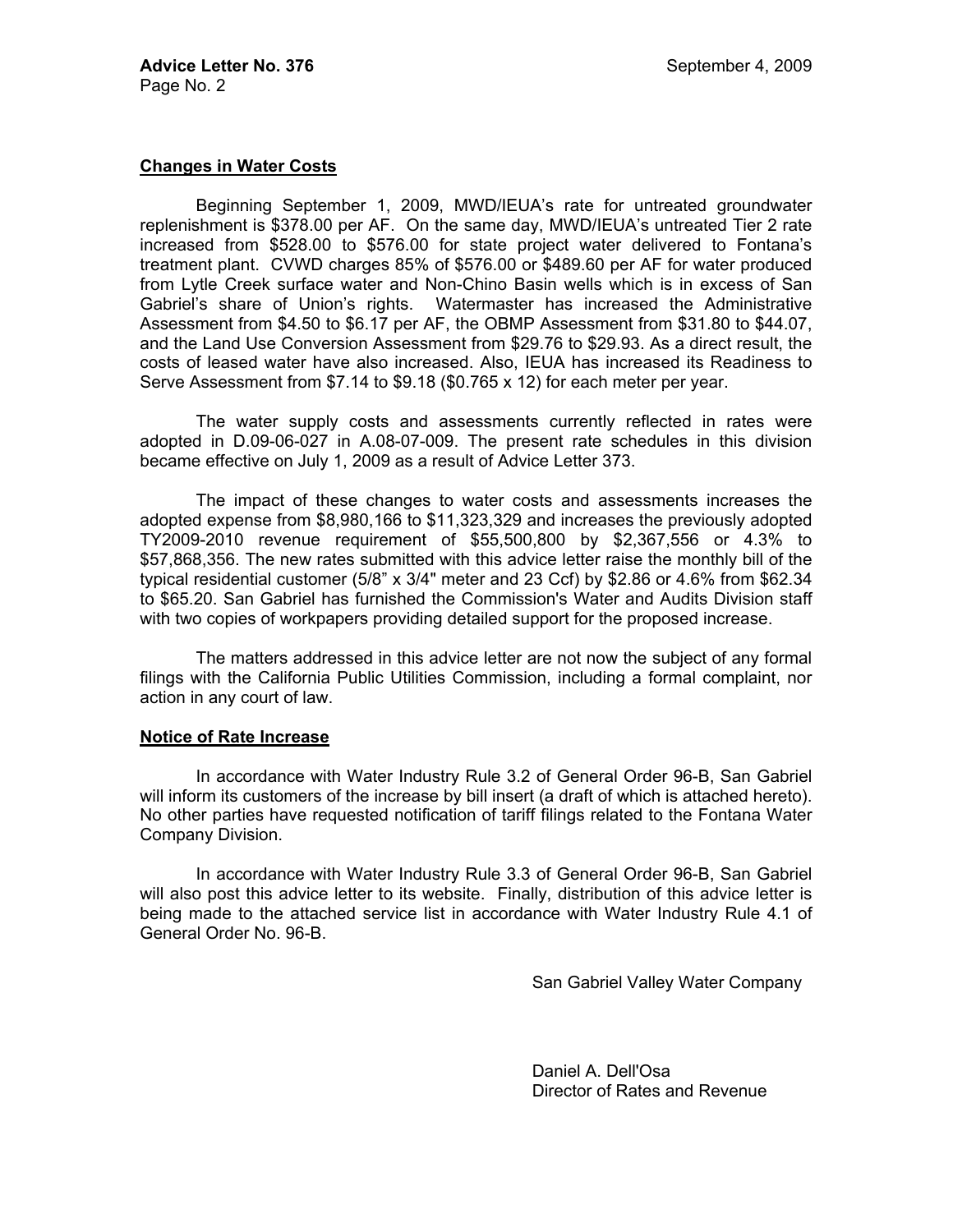**Changes in Water Costs**

Beginning September 1, 2009, MWD/IEUA's rate for untreated groundwater replenishment is $378.00 per AF. On the same day, MWD/IEUA's untreated Tier 2 rate increased from $528.00 to $576.00 for state project water delivered to Fontana's treatment plant. CVWD charges 85% of $576.00 or $489.60 per AF for water produced from Lytle Creek surface water and Non-Chino Basin wells which is in excess of San Gabriel's share of Union's rights. Watermaster has increased the Administrative Assessment from $4.50 to $6.17 per AF, the OBMP Assessment from $31.80 to $44.07, and the Land Use Conversion Assessment from $29.76 to $29.93. As a direct result, the costs of leased water have also increased. Also, IEUA has increased its Readiness to Serve Assessment from $7.14 to $9.18 ($0.765 x 12) for each meter per year.

The water supply costs and assessments currently reflected in rates were adopted in D.09-06-027 in A.08-07-009. The present rate schedules in this division became effective on July 1, 2009 as a result of Advice Letter 373.

The impact of these changes to water costs and assessments increases the adopted expense from $8,980,166 to $11,323,329 and increases the previously adopted TY2009-2010 revenue requirement of $55,500,800 by $2,367,556 or 4.3% to $57,868,356. The new rates submitted with this advice letter raise the monthly bill of the typical residential customer (5/8" x 3/4" meter and 23 Ccf) by $2.86 or 4.6% from $62.34 to $65.20. San Gabriel has furnished the Commission's Water and Audits Division staff with two copies of workpapers providing detailed support for the proposed increase.

The matters addressed in this advice letter are not now the subject of any formal filings with the California Public Utilities Commission, including a formal complaint, nor action in any court of law.

**Notice of Rate Increase**

In accordance with Water Industry Rule 3.2 of General Order 96-B, San Gabriel will inform its customers of the increase by bill insert (a draft of which is attached hereto). No other parties have requested notification of tariff filings related to the Fontana Water Company Division.

In accordance with Water Industry Rule 3.3 of General Order 96-B, San Gabriel will also post this advice letter to its website. Finally, distribution of this advice letter is being made to the attached service list in accordance with Water Industry Rule 4.1 of General Order No. 96-B.

San Gabriel Valley Water Company

Daniel A. Dell'Osa
Director of Rates and Revenue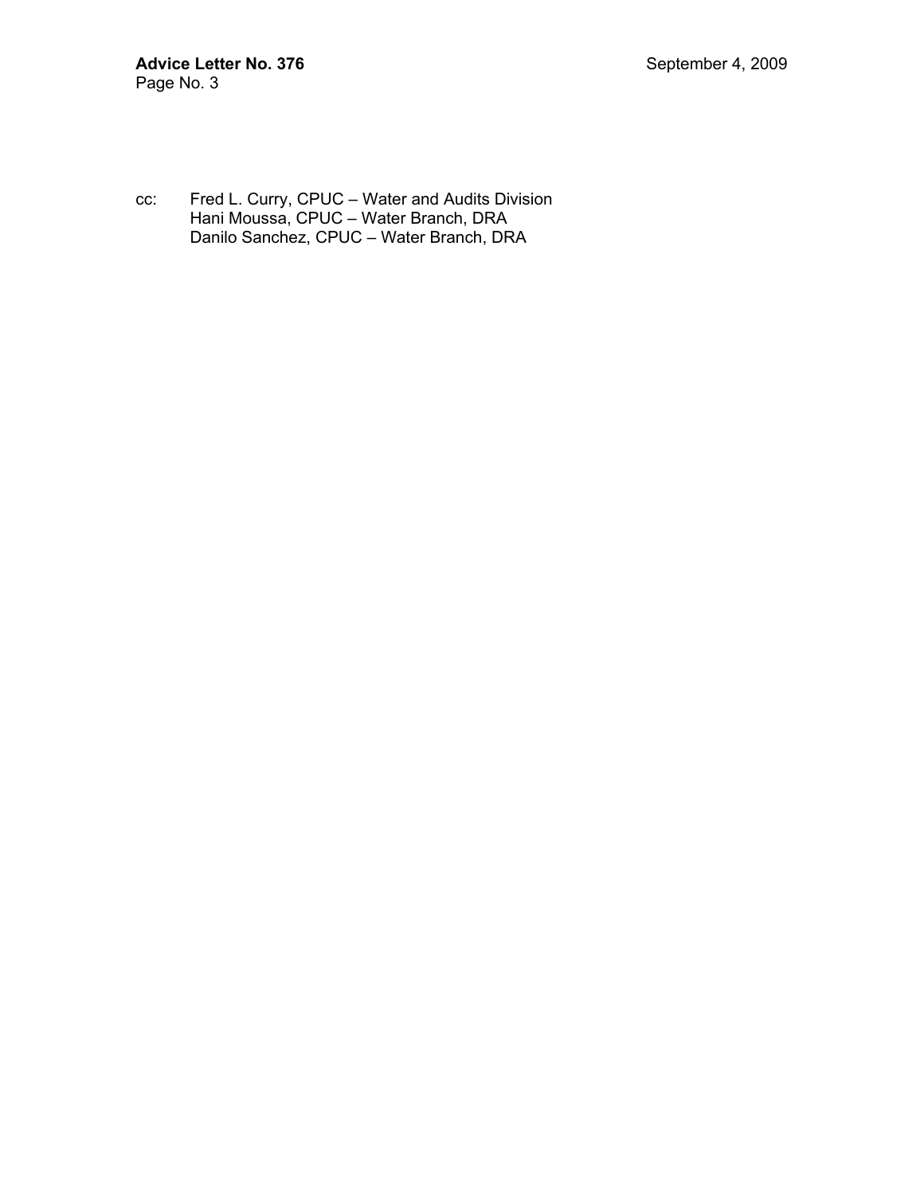cc: Fred L. Curry, CPUC – Water and Audits Division
Hani Moussa, CPUC – Water Branch, DRA
Danilo Sanchez, CPUC – Water Branch, DRA